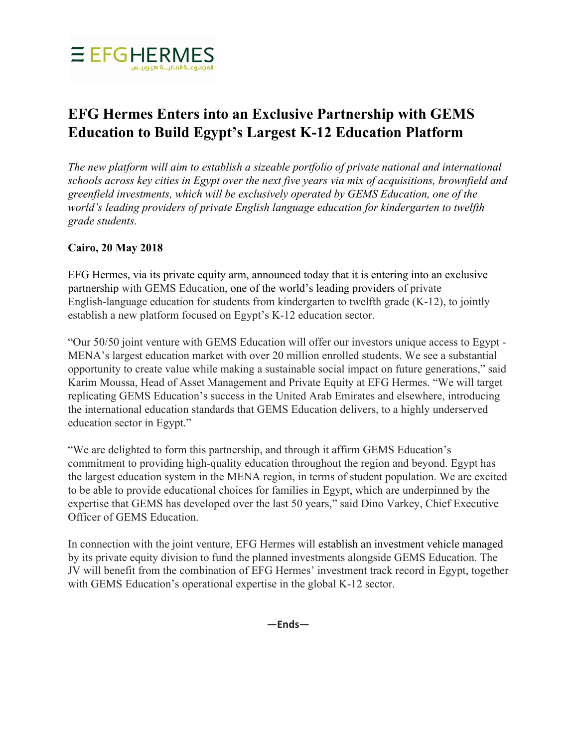# EFG Hermes Enters into an Exclusive Partnership with GEMS Education to Build Egypt's Largest K-12 Education Platform

*The new platform will aim to establish a sizeable portfolio of private national and international schools across key cities in Egypt over the next five years via mix of acquisitions, brownfield and greenfield investments, which will be exclusively operated by GEMS Education, one of the world's leading providers of private English language education for kindergarten to twelfth grade students.*

**Cairo, 20 May 2018**

EFG Hermes, via its private equity arm, announced today that it is entering into an exclusive partnership with GEMS Education, one of the world's leading providers of private English-language education for students from kindergarten to twelfth grade (K-12), to jointly establish a new platform focused on Egypt's K-12 education sector.

"Our 50/50 joint venture with GEMS Education will offer our investors unique access to Egypt - MENA's largest education market with over 20 million enrolled students. We see a substantial opportunity to create value while making a sustainable social impact on future generations," said Karim Moussa, Head of Asset Management and Private Equity at EFG Hermes. "We will target replicating GEMS Education's success in the United Arab Emirates and elsewhere, introducing the international education standards that GEMS Education delivers, to a highly underserved education sector in Egypt."

"We are delighted to form this partnership, and through it affirm GEMS Education's commitment to providing high-quality education throughout the region and beyond. Egypt has the largest education system in the MENA region, in terms of student population. We are excited to be able to provide educational choices for families in Egypt, which are underpinned by the expertise that GEMS has developed over the last 50 years," said Dino Varkey, Chief Executive Officer of GEMS Education.

In connection with the joint venture, EFG Hermes will establish an investment vehicle managed by its private equity division to fund the planned investments alongside GEMS Education. The JV will benefit from the combination of EFG Hermes' investment track record in Egypt, together with GEMS Education's operational expertise in the global K-12 sector.

**—Ends—**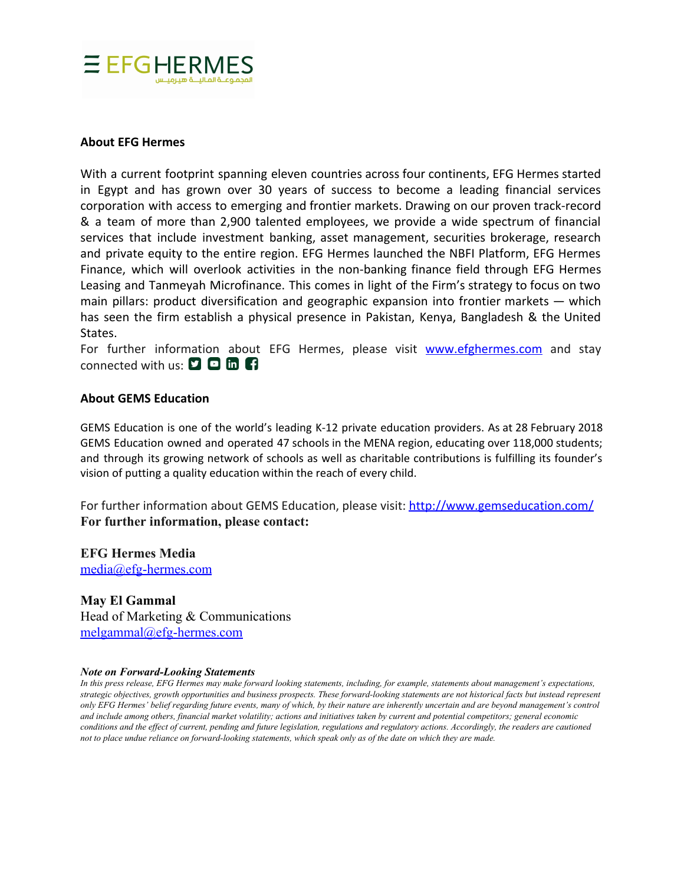## About EFG Hermes

With a current footprint spanning eleven countries across four continents, EFG Hermes started in Egypt and has grown over 30 years of success to become a leading financial services corporation with access to emerging and frontier markets. Drawing on our proven track-record & a team of more than 2,900 talented employees, we provide a wide spectrum of financial services that include investment banking, asset management, securities brokerage, research and private equity to the entire region. EFG Hermes launched the NBFI Platform, EFG Hermes Finance, which will overlook activities in the non-banking finance field through EFG Hermes Leasing and Tanmeyah Microfinance. This comes in light of the Firm's strategy to focus on two main pillars: product diversification and geographic expansion into frontier markets — which has seen the firm establish a physical presence in Pakistan, Kenya, Bangladesh & the United States.

For further information about EFG Hermes, please visit www.efghermes.com and stay connected with us:

## About GEMS Education

GEMS Education is one of the world's leading K-12 private education providers. As at 28 February 2018 GEMS Education owned and operated 47 schools in the MENA region, educating over 118,000 students; and through its growing network of schools as well as charitable contributions is fulfilling its founder's vision of putting a quality education within the reach of every child.

For further information about GEMS Education, please visit: http://www.gemseducation.com/

**For further information, please contact:**

**EFG Hermes Media**
media@efg-hermes.com

**May El Gammal**
Head of Marketing & Communications
melgammal@efg-hermes.com

***Note on Forward-Looking Statements***

*In this press release, EFG Hermes may make forward looking statements, including, for example, statements about management's expectations, strategic objectives, growth opportunities and business prospects. These forward-looking statements are not historical facts but instead represent only EFG Hermes' belief regarding future events, many of which, by their nature are inherently uncertain and are beyond management's control and include among others, financial market volatility; actions and initiatives taken by current and potential competitors; general economic conditions and the effect of current, pending and future legislation, regulations and regulatory actions. Accordingly, the readers are cautioned not to place undue reliance on forward-looking statements, which speak only as of the date on which they are made.*